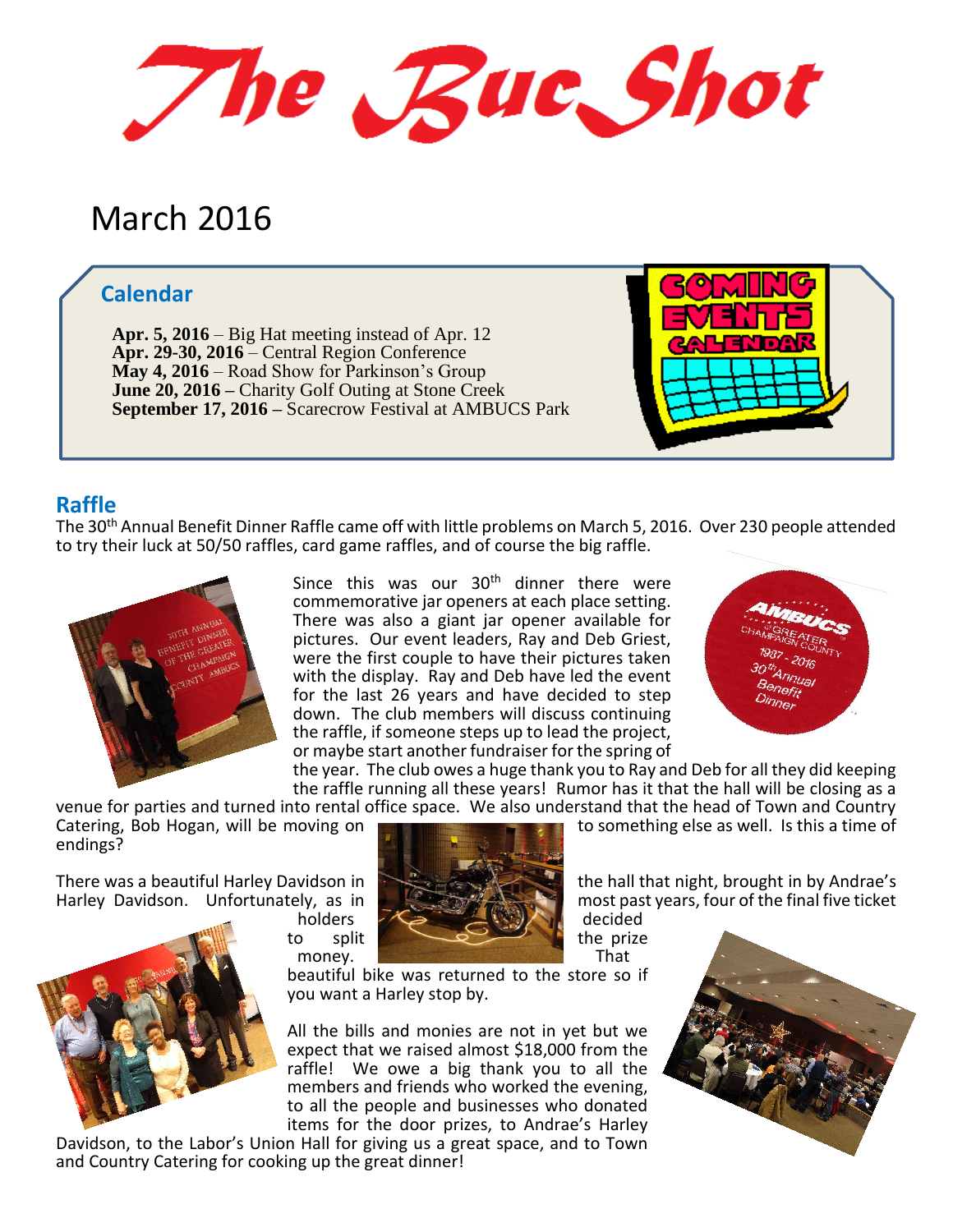# The Buc Shot

## March 2016

### Calendar

**Apr. 5, 2016** – Big Hat meeting instead of Apr. 12
**Apr. 29-30, 2016** – Central Region Conference
**May 4, 2016** – Road Show for Parkinson's Group
**June 20, 2016 –** Charity Golf Outing at Stone Creek
**September 17, 2016 –** Scarecrow Festival at AMBUCS Park

### Raffle

The 30th Annual Benefit Dinner Raffle came off with little problems on March 5, 2016. Over 230 people attended to try their luck at 50/50 raffles, card game raffles, and of course the big raffle.

Since this was our 30th dinner there were commemorative jar openers at each place setting. There was also a giant jar opener available for pictures. Our event leaders, Ray and Deb Griest, were the first couple to have their pictures taken with the display. Ray and Deb have led the event for the last 26 years and have decided to step down. The club members will discuss continuing the raffle, if someone steps up to lead the project, or maybe start another fundraiser for the spring of the year. The club owes a huge thank you to Ray and Deb for all they did keeping the raffle running all these years! Rumor has it that the hall will be closing as a venue for parties and turned into rental office space. We also understand that the head of Town and Country Catering, Bob Hogan, will be moving on to something else as well. Is this a time of endings?

There was a beautiful Harley Davidson in the hall that night, brought in by Andrae's Harley Davidson. Unfortunately, as in most past years, four of the final five ticket holders decided to split the prize money. That beautiful bike was returned to the store so if you want a Harley stop by.

All the bills and monies are not in yet but we expect that we raised almost $18,000 from the raffle! We owe a big thank you to all the members and friends who worked the evening, to all the people and businesses who donated items for the door prizes, to Andrae's Harley Davidson, to the Labor's Union Hall for giving us a great space, and to Town and Country Catering for cooking up the great dinner!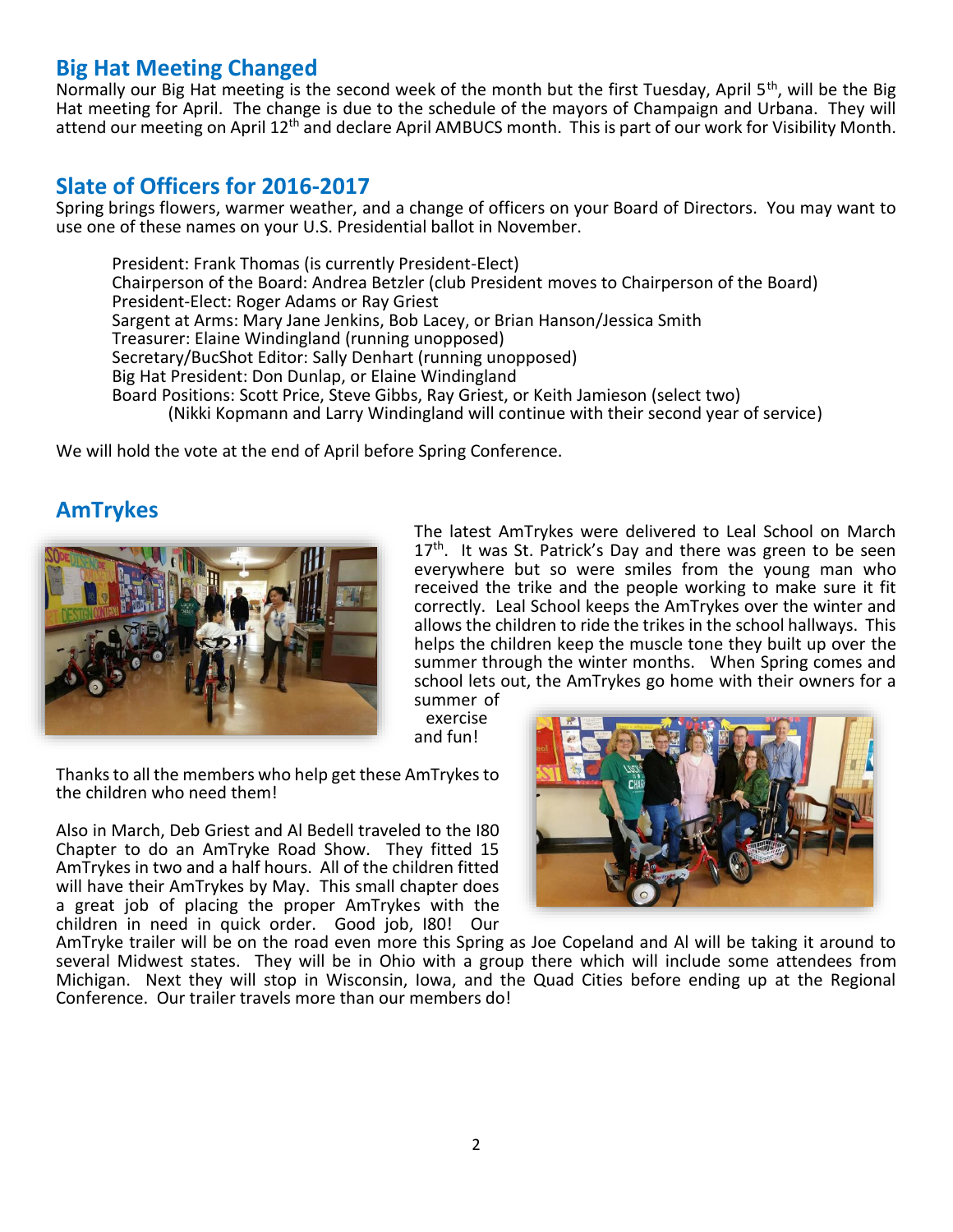## Big Hat Meeting Changed

Normally our Big Hat meeting is the second week of the month but the first Tuesday, April 5th, will be the Big Hat meeting for April. The change is due to the schedule of the mayors of Champaign and Urbana. They will attend our meeting on April 12th and declare April AMBUCS month. This is part of our work for Visibility Month.

## Slate of Officers for 2016-2017

Spring brings flowers, warmer weather, and a change of officers on your Board of Directors. You may want to use one of these names on your U.S. Presidential ballot in November.

President: Frank Thomas (is currently President-Elect)
Chairperson of the Board: Andrea Betzler (club President moves to Chairperson of the Board)
President-Elect: Roger Adams or Ray Griest
Sargent at Arms: Mary Jane Jenkins, Bob Lacey, or Brian Hanson/Jessica Smith
Treasurer: Elaine Windingland (running unopposed)
Secretary/BucShot Editor: Sally Denhart (running unopposed)
Big Hat President: Don Dunlap, or Elaine Windingland
Board Positions: Scott Price, Steve Gibbs, Ray Griest, or Keith Jamieson (select two)
(Nikki Kopmann and Larry Windingland will continue with their second year of service)

We will hold the vote at the end of April before Spring Conference.

## AmTrykes

The latest AmTrykes were delivered to Leal School on March 17th. It was St. Patrick's Day and there was green to be seen everywhere but so were smiles from the young man who received the trike and the people working to make sure it fit correctly. Leal School keeps the AmTrykes over the winter and allows the children to ride the trikes in the school hallways. This helps the children keep the muscle tone they built up over the summer through the winter months. When Spring comes and school lets out, the AmTrykes go home with their owners for a summer of exercise and fun!

Thanks to all the members who help get these AmTrykes to the children who need them!

Also in March, Deb Griest and Al Bedell traveled to the I80 Chapter to do an AmTryke Road Show. They fitted 15 AmTrykes in two and a half hours. All of the children fitted will have their AmTrykes by May. This small chapter does a great job of placing the proper AmTrykes with the children in need in quick order. Good job, I80! Our AmTryke trailer will be on the road even more this Spring as Joe Copeland and Al will be taking it around to several Midwest states. They will be in Ohio with a group there which will include some attendees from Michigan. Next they will stop in Wisconsin, Iowa, and the Quad Cities before ending up at the Regional Conference. Our trailer travels more than our members do!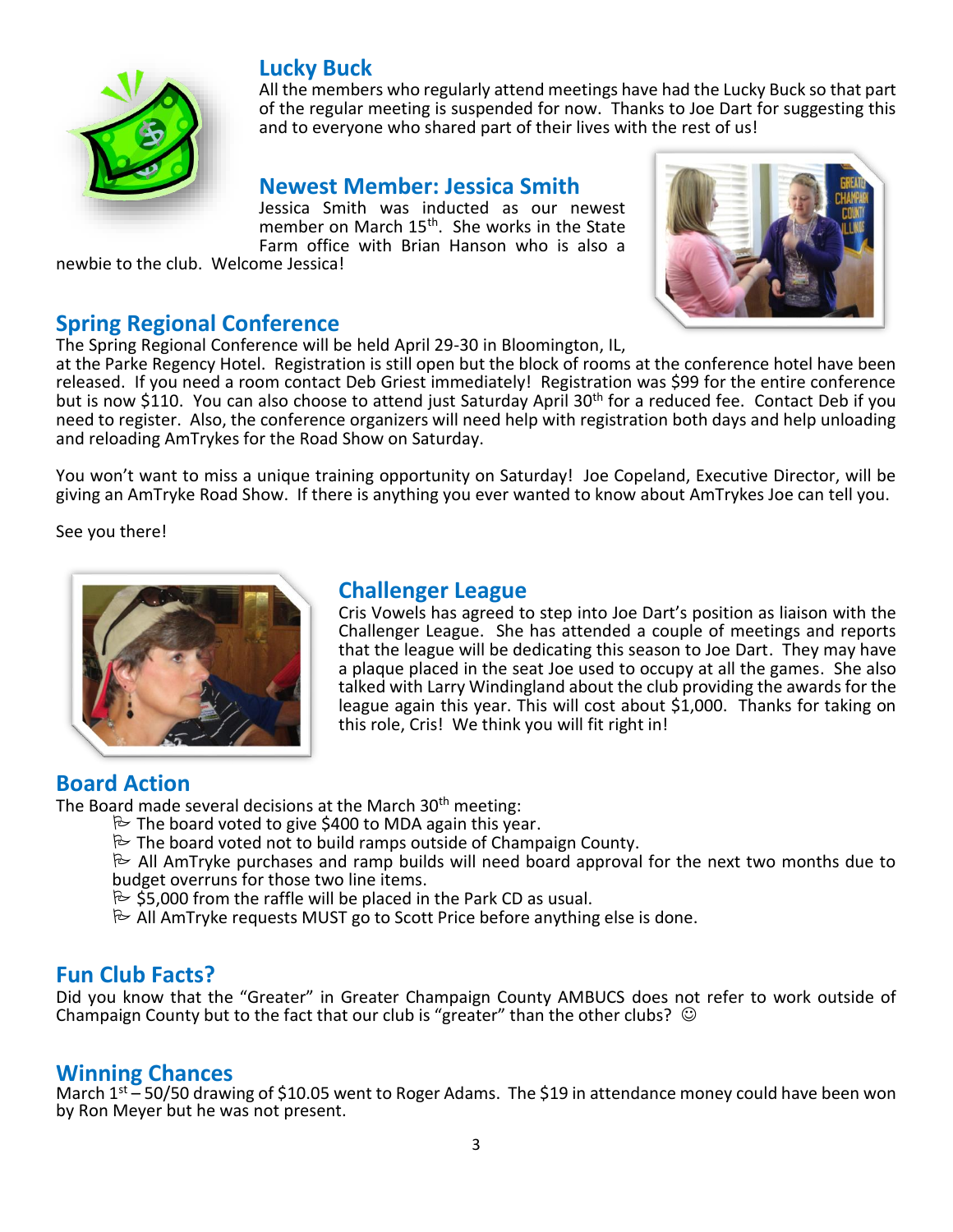## Lucky Buck

All the members who regularly attend meetings have had the Lucky Buck so that part of the regular meeting is suspended for now. Thanks to Joe Dart for suggesting this and to everyone who shared part of their lives with the rest of us!

## Newest Member: Jessica Smith

Jessica Smith was inducted as our newest member on March 15th. She works in the State Farm office with Brian Hanson who is also a newbie to the club. Welcome Jessica!

## Spring Regional Conference

The Spring Regional Conference will be held April 29-30 in Bloomington, IL, at the Parke Regency Hotel. Registration is still open but the block of rooms at the conference hotel have been released. If you need a room contact Deb Griest immediately! Registration was $99 for the entire conference but is now $110. You can also choose to attend just Saturday April 30th for a reduced fee. Contact Deb if you need to register. Also, the conference organizers will need help with registration both days and help unloading and reloading AmTrykes for the Road Show on Saturday.

You won't want to miss a unique training opportunity on Saturday! Joe Copeland, Executive Director, will be giving an AmTryke Road Show. If there is anything you ever wanted to know about AmTrykes Joe can tell you.

See you there!

## Challenger League

Cris Vowels has agreed to step into Joe Dart's position as liaison with the Challenger League. She has attended a couple of meetings and reports that the league will be dedicating this season to Joe Dart. They may have a plaque placed in the seat Joe used to occupy at all the games. She also talked with Larry Windingland about the club providing the awards for the league again this year. This will cost about $1,000. Thanks for taking on this role, Cris! We think you will fit right in!

## Board Action

The Board made several decisions at the March 30th meeting:

- The board voted to give $400 to MDA again this year.
- The board voted not to build ramps outside of Champaign County.
- All AmTryke purchases and ramp builds will need board approval for the next two months due to budget overruns for those two line items.
- $5,000 from the raffle will be placed in the Park CD as usual.
- All AmTryke requests MUST go to Scott Price before anything else is done.

## Fun Club Facts?

Did you know that the "Greater" in Greater Champaign County AMBUCS does not refer to work outside of Champaign County but to the fact that our club is "greater" than the other clubs? ☺

## Winning Chances

March 1st – 50/50 drawing of $10.05 went to Roger Adams. The $19 in attendance money could have been won by Ron Meyer but he was not present.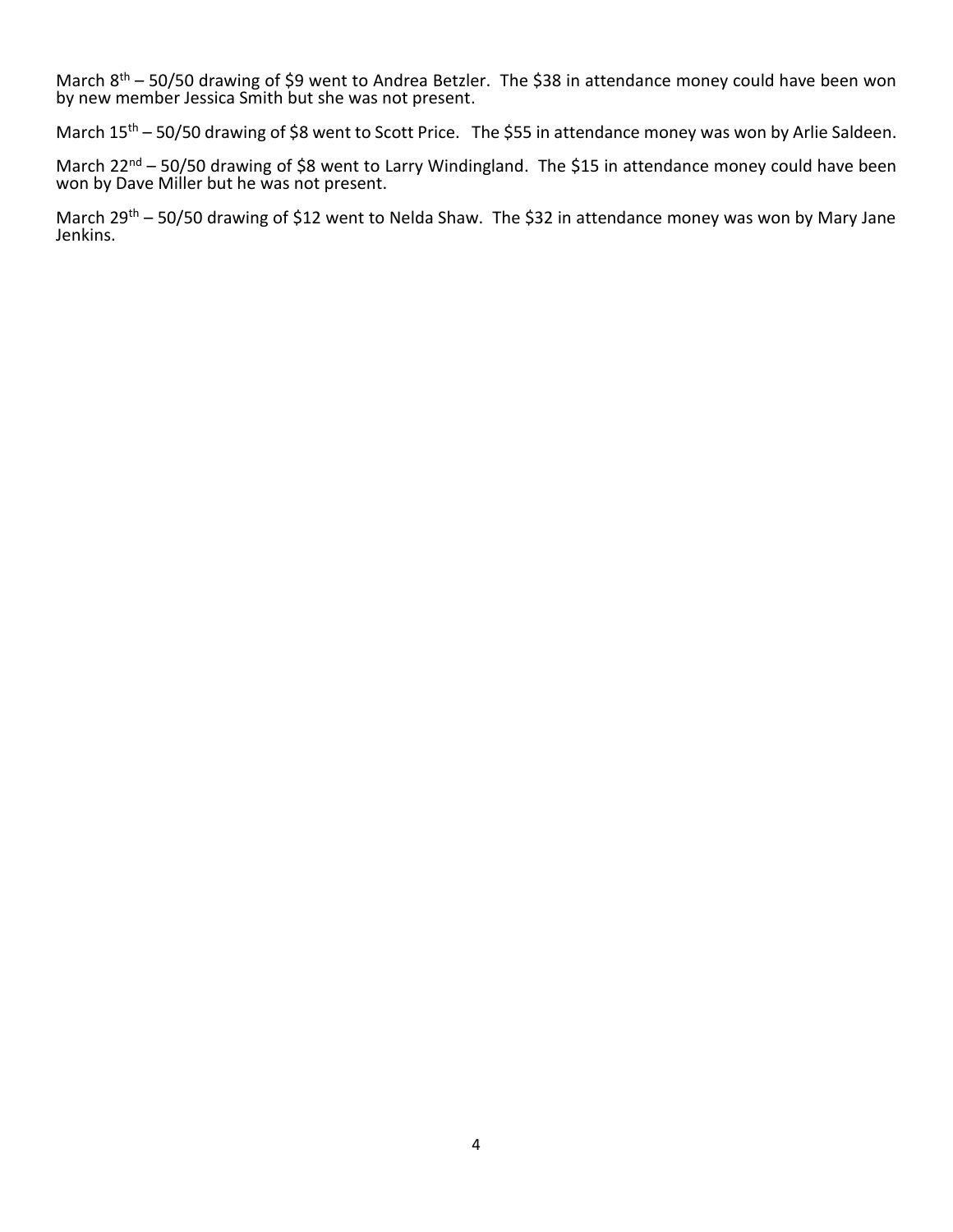March 8th – 50/50 drawing of $9 went to Andrea Betzler. The $38 in attendance money could have been won by new member Jessica Smith but she was not present.

March 15th – 50/50 drawing of $8 went to Scott Price. The $55 in attendance money was won by Arlie Saldeen.

March 22nd – 50/50 drawing of $8 went to Larry Windingland. The $15 in attendance money could have been won by Dave Miller but he was not present.

March 29th – 50/50 drawing of $12 went to Nelda Shaw. The $32 in attendance money was won by Mary Jane Jenkins.